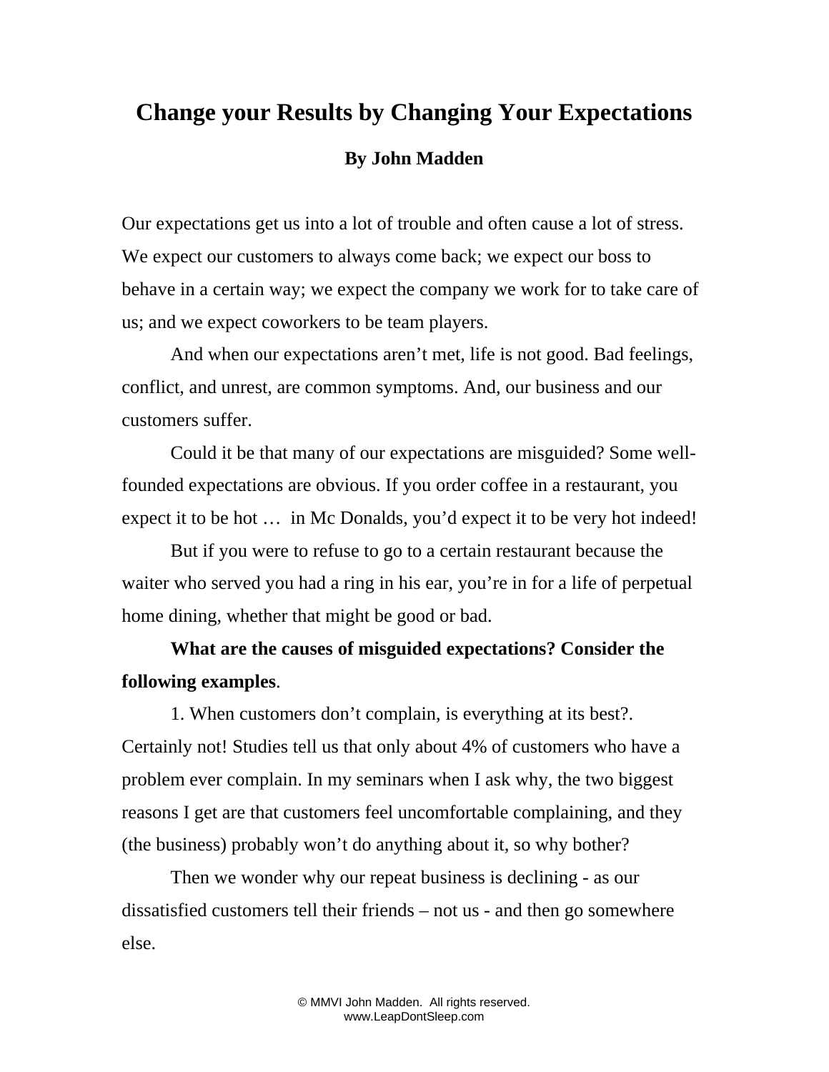# Change your Results by Changing Your Expectations

**By John Madden**

Our expectations get us into a lot of trouble and often cause a lot of stress. We expect our customers to always come back; we expect our boss to behave in a certain way; we expect the company we work for to take care of us; and we expect coworkers to be team players.

And when our expectations aren't met, life is not good. Bad feelings, conflict, and unrest, are common symptoms. And, our business and our customers suffer.

Could it be that many of our expectations are misguided? Some well-founded expectations are obvious. If you order coffee in a restaurant, you expect it to be hot … in Mc Donalds, you'd expect it to be very hot indeed!

But if you were to refuse to go to a certain restaurant because the waiter who served you had a ring in his ear, you're in for a life of perpetual home dining, whether that might be good or bad.

**What are the causes of misguided expectations? Consider the following examples**.

1. When customers don't complain, is everything at its best?. Certainly not! Studies tell us that only about 4% of customers who have a problem ever complain. In my seminars when I ask why, the two biggest reasons I get are that customers feel uncomfortable complaining, and they (the business) probably won't do anything about it, so why bother?

Then we wonder why our repeat business is declining - as our dissatisfied customers tell their friends – not us - and then go somewhere else.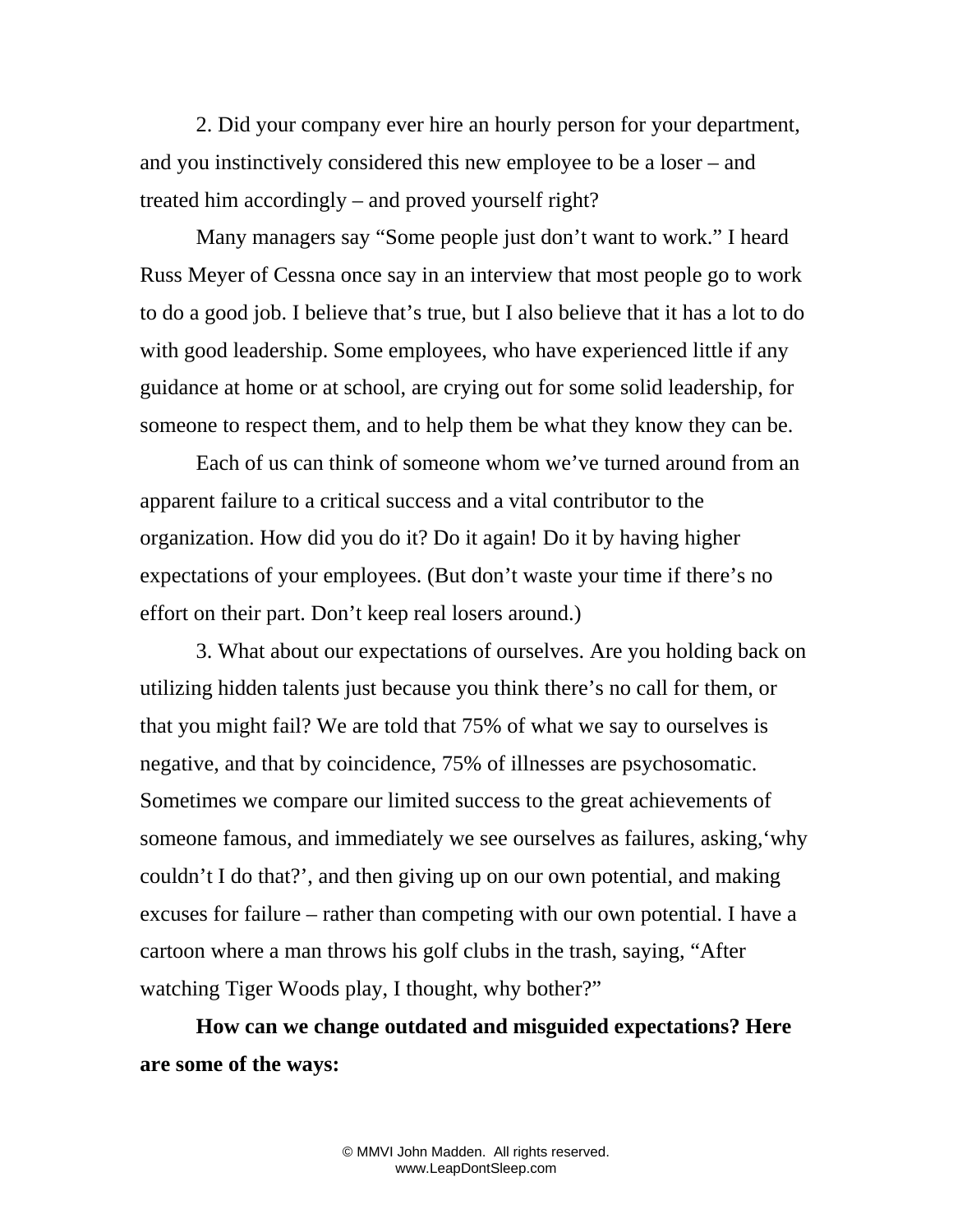2. Did your company ever hire an hourly person for your department, and you instinctively considered this new employee to be a loser – and treated him accordingly – and proved yourself right?

Many managers say "Some people just don't want to work." I heard Russ Meyer of Cessna once say in an interview that most people go to work to do a good job. I believe that's true, but I also believe that it has a lot to do with good leadership. Some employees, who have experienced little if any guidance at home or at school, are crying out for some solid leadership, for someone to respect them, and to help them be what they know they can be.

Each of us can think of someone whom we've turned around from an apparent failure to a critical success and a vital contributor to the organization. How did you do it? Do it again! Do it by having higher expectations of your employees. (But don't waste your time if there's no effort on their part. Don't keep real losers around.)

3. What about our expectations of ourselves. Are you holding back on utilizing hidden talents just because you think there's no call for them, or that you might fail? We are told that 75% of what we say to ourselves is negative, and that by coincidence, 75% of illnesses are psychosomatic. Sometimes we compare our limited success to the great achievements of someone famous, and immediately we see ourselves as failures, asking,'why couldn't I do that?', and then giving up on our own potential, and making excuses for failure – rather than competing with our own potential. I have a cartoon where a man throws his golf clubs in the trash, saying, "After watching Tiger Woods play, I thought, why bother?"

**How can we change outdated and misguided expectations? Here are some of the ways:**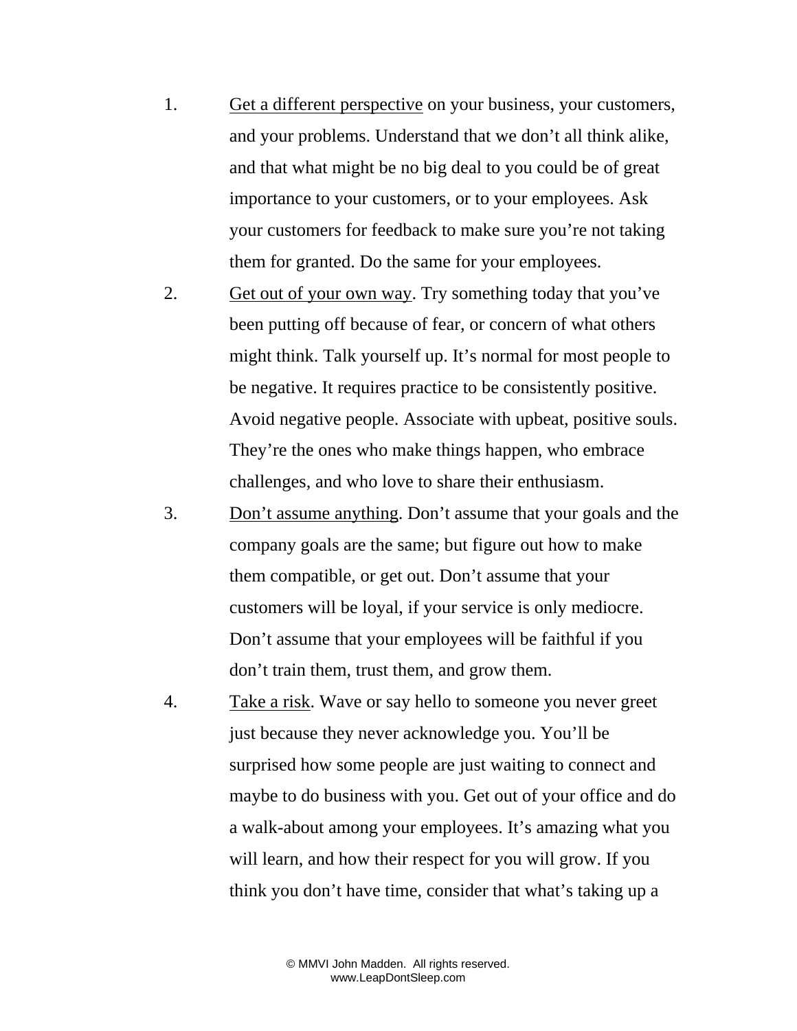1. <u>Get a different perspective</u> on your business, your customers, and your problems. Understand that we don't all think alike, and that what might be no big deal to you could be of great importance to your customers, or to your employees. Ask your customers for feedback to make sure you're not taking them for granted. Do the same for your employees.
2. <u>Get out of your own way</u>. Try something today that you've been putting off because of fear, or concern of what others might think. Talk yourself up. It's normal for most people to be negative. It requires practice to be consistently positive. Avoid negative people. Associate with upbeat, positive souls. They're the ones who make things happen, who embrace challenges, and who love to share their enthusiasm.
3. <u>Don't assume anything</u>. Don't assume that your goals and the company goals are the same; but figure out how to make them compatible, or get out. Don't assume that your customers will be loyal, if your service is only mediocre. Don't assume that your employees will be faithful if you don't train them, trust them, and grow them.
4. <u>Take a risk</u>. Wave or say hello to someone you never greet just because they never acknowledge you. You'll be surprised how some people are just waiting to connect and maybe to do business with you. Get out of your office and do a walk-about among your employees. It's amazing what you will learn, and how their respect for you will grow. If you think you don't have time, consider that what's taking up a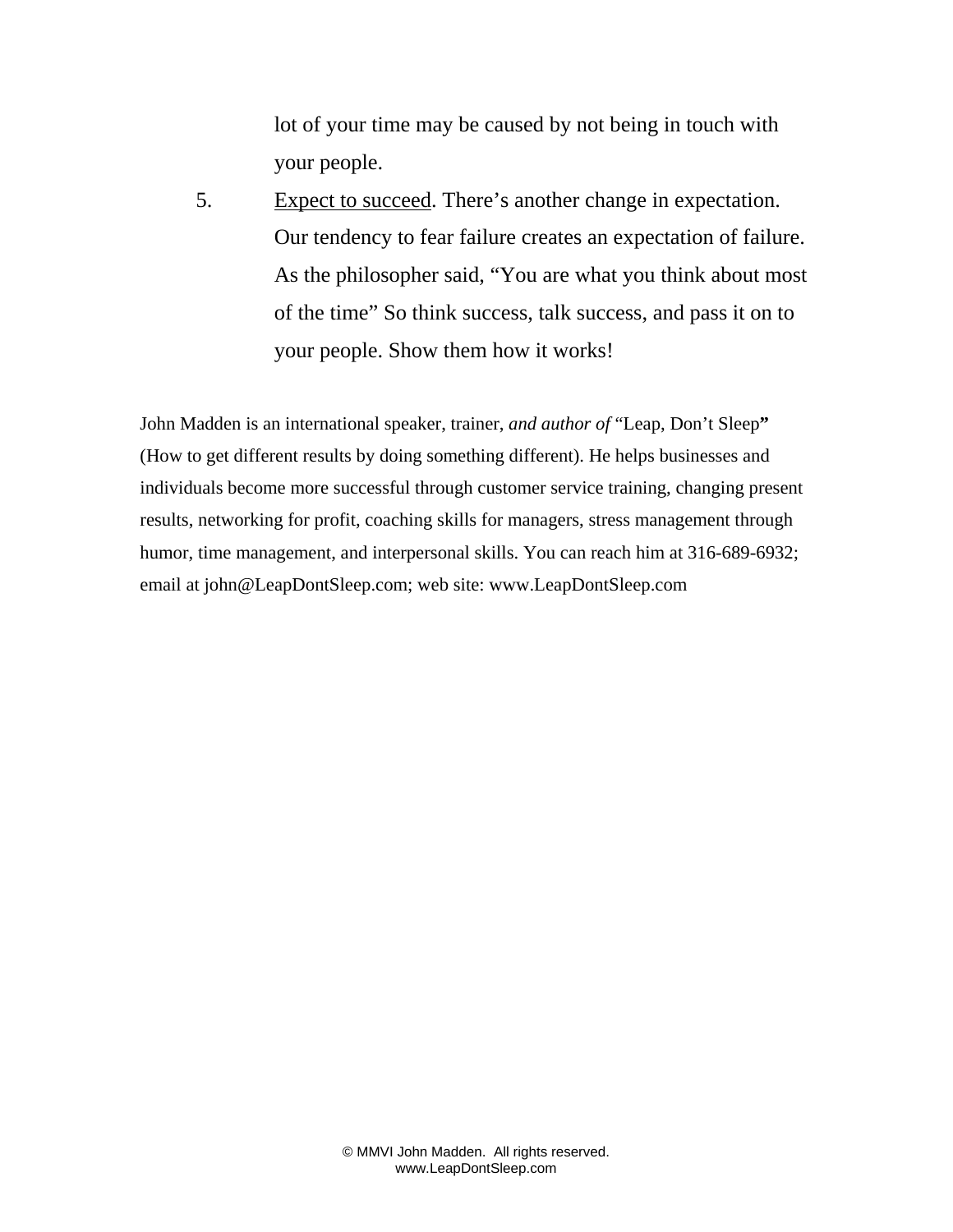lot of your time may be caused by not being in touch with your people.

5. <u>Expect to succeed</u>. There's another change in expectation. Our tendency to fear failure creates an expectation of failure. As the philosopher said, "You are what you think about most of the time" So think success, talk success, and pass it on to your people. Show them how it works!

John Madden is an international speaker, trainer, *and author of* "Leap, Don't Sleep" (How to get different results by doing something different). He helps businesses and individuals become more successful through customer service training, changing present results, networking for profit, coaching skills for managers, stress management through humor, time management, and interpersonal skills. You can reach him at 316-689-6932; email at john@LeapDontSleep.com; web site: www.LeapDontSleep.com